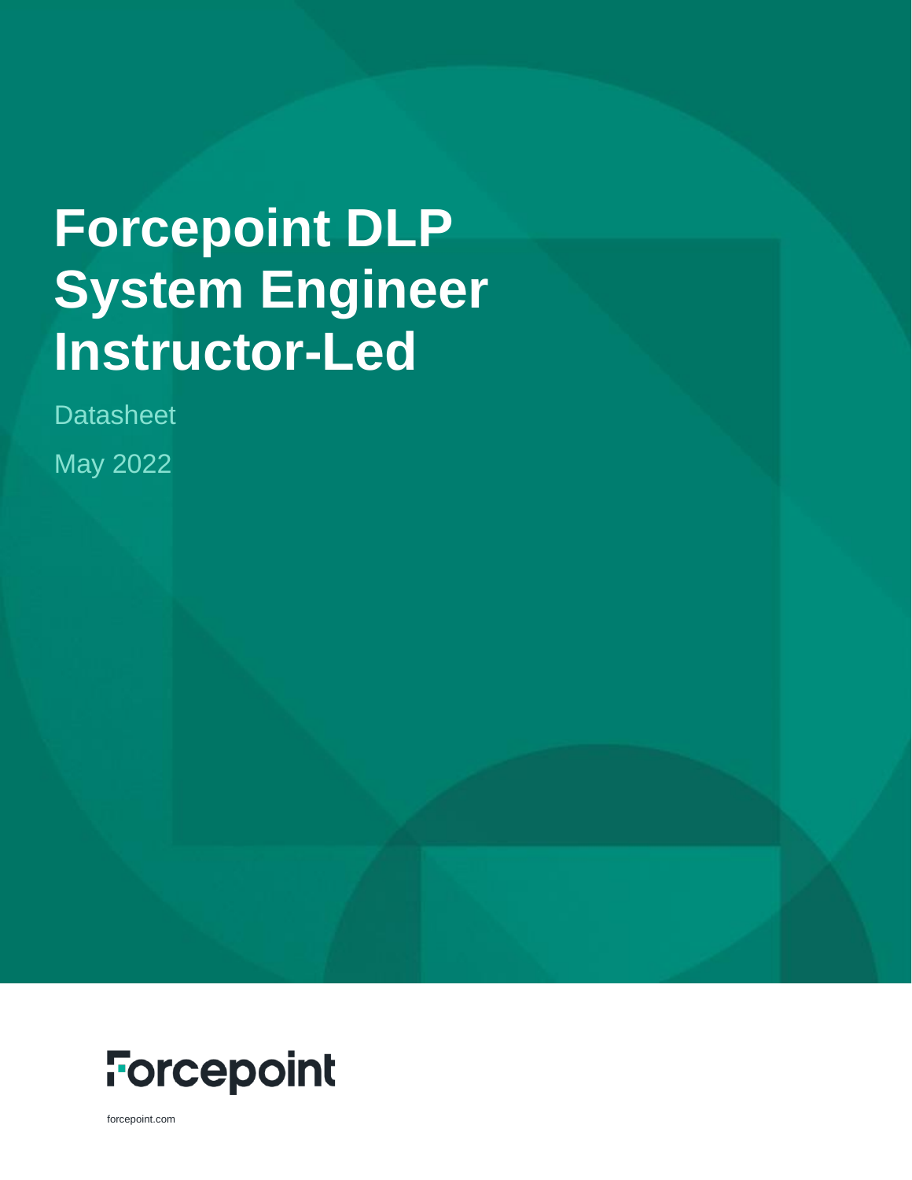# Forcepoint DLP System Engineer Instructor-Led

Datasheet

May 2022

Forcepoint

forcepoint.com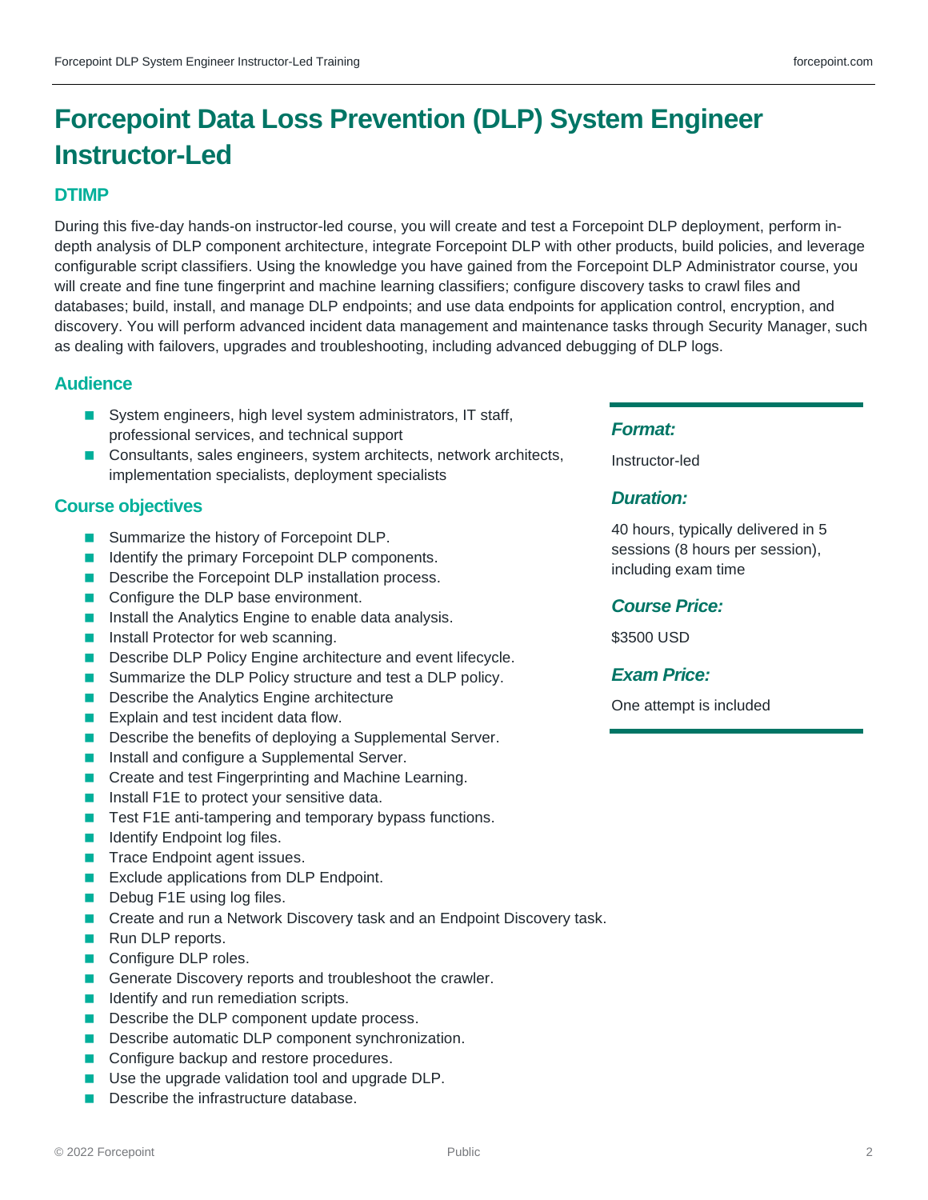# Forcepoint Data Loss Prevention (DLP) System Engineer Instructor-Led

## DTIMP

During this five-day hands-on instructor-led course, you will create and test a Forcepoint DLP deployment, perform in-depth analysis of DLP component architecture, integrate Forcepoint DLP with other products, build policies, and leverage configurable script classifiers. Using the knowledge you have gained from the Forcepoint DLP Administrator course, you will create and fine tune fingerprint and machine learning classifiers; configure discovery tasks to crawl files and databases; build, install, and manage DLP endpoints; and use data endpoints for application control, encryption, and discovery. You will perform advanced incident data management and maintenance tasks through Security Manager, such as dealing with failovers, upgrades and troubleshooting, including advanced debugging of DLP logs.

## Audience

- System engineers, high level system administrators, IT staff, professional services, and technical support
- Consultants, sales engineers, system architects, network architects, implementation specialists, deployment specialists

## Course objectives

- Summarize the history of Forcepoint DLP.
- Identify the primary Forcepoint DLP components.
- Describe the Forcepoint DLP installation process.
- Configure the DLP base environment.
- Install the Analytics Engine to enable data analysis.
- Install Protector for web scanning.
- Describe DLP Policy Engine architecture and event lifecycle.
- Summarize the DLP Policy structure and test a DLP policy.
- Describe the Analytics Engine architecture
- Explain and test incident data flow.
- Describe the benefits of deploying a Supplemental Server.
- Install and configure a Supplemental Server.
- Create and test Fingerprinting and Machine Learning.
- Install F1E to protect your sensitive data.
- Test F1E anti-tampering and temporary bypass functions.
- Identify Endpoint log files.
- Trace Endpoint agent issues.
- Exclude applications from DLP Endpoint.
- Debug F1E using log files.
- Create and run a Network Discovery task and an Endpoint Discovery task.
- Run DLP reports.
- Configure DLP roles.
- Generate Discovery reports and troubleshoot the crawler.
- Identify and run remediation scripts.
- Describe the DLP component update process.
- Describe automatic DLP component synchronization.
- Configure backup and restore procedures.
- Use the upgrade validation tool and upgrade DLP.
- Describe the infrastructure database.

### *Format:*

Instructor-led

### *Duration:*

40 hours, typically delivered in 5 sessions (8 hours per session), including exam time

### *Course Price:*

$3500 USD

### *Exam Price:*

One attempt is included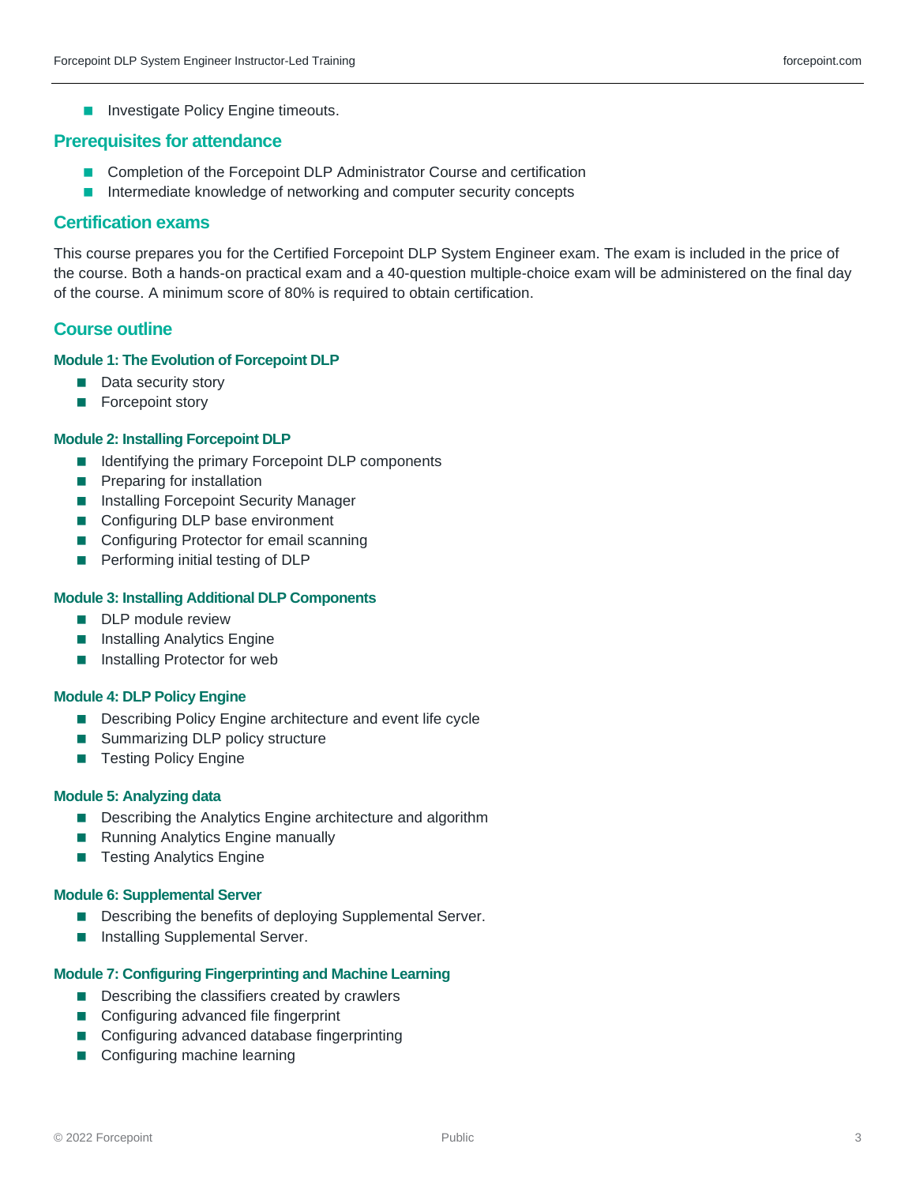- Investigate Policy Engine timeouts.

## Prerequisites for attendance

- Completion of the Forcepoint DLP Administrator Course and certification
- Intermediate knowledge of networking and computer security concepts

## Certification exams

This course prepares you for the Certified Forcepoint DLP System Engineer exam. The exam is included in the price of the course. Both a hands-on practical exam and a 40-question multiple-choice exam will be administered on the final day of the course. A minimum score of 80% is required to obtain certification.

## Course outline

### Module 1: The Evolution of Forcepoint DLP

- Data security story
- Forcepoint story

### Module 2: Installing Forcepoint DLP

- Identifying the primary Forcepoint DLP components
- Preparing for installation
- Installing Forcepoint Security Manager
- Configuring DLP base environment
- Configuring Protector for email scanning
- Performing initial testing of DLP

### Module 3: Installing Additional DLP Components

- DLP module review
- Installing Analytics Engine
- Installing Protector for web

### Module 4: DLP Policy Engine

- Describing Policy Engine architecture and event life cycle
- Summarizing DLP policy structure
- Testing Policy Engine

### Module 5: Analyzing data

- Describing the Analytics Engine architecture and algorithm
- Running Analytics Engine manually
- Testing Analytics Engine

### Module 6: Supplemental Server

- Describing the benefits of deploying Supplemental Server.
- Installing Supplemental Server.

### Module 7: Configuring Fingerprinting and Machine Learning

- Describing the classifiers created by crawlers
- Configuring advanced file fingerprint
- Configuring advanced database fingerprinting
- Configuring machine learning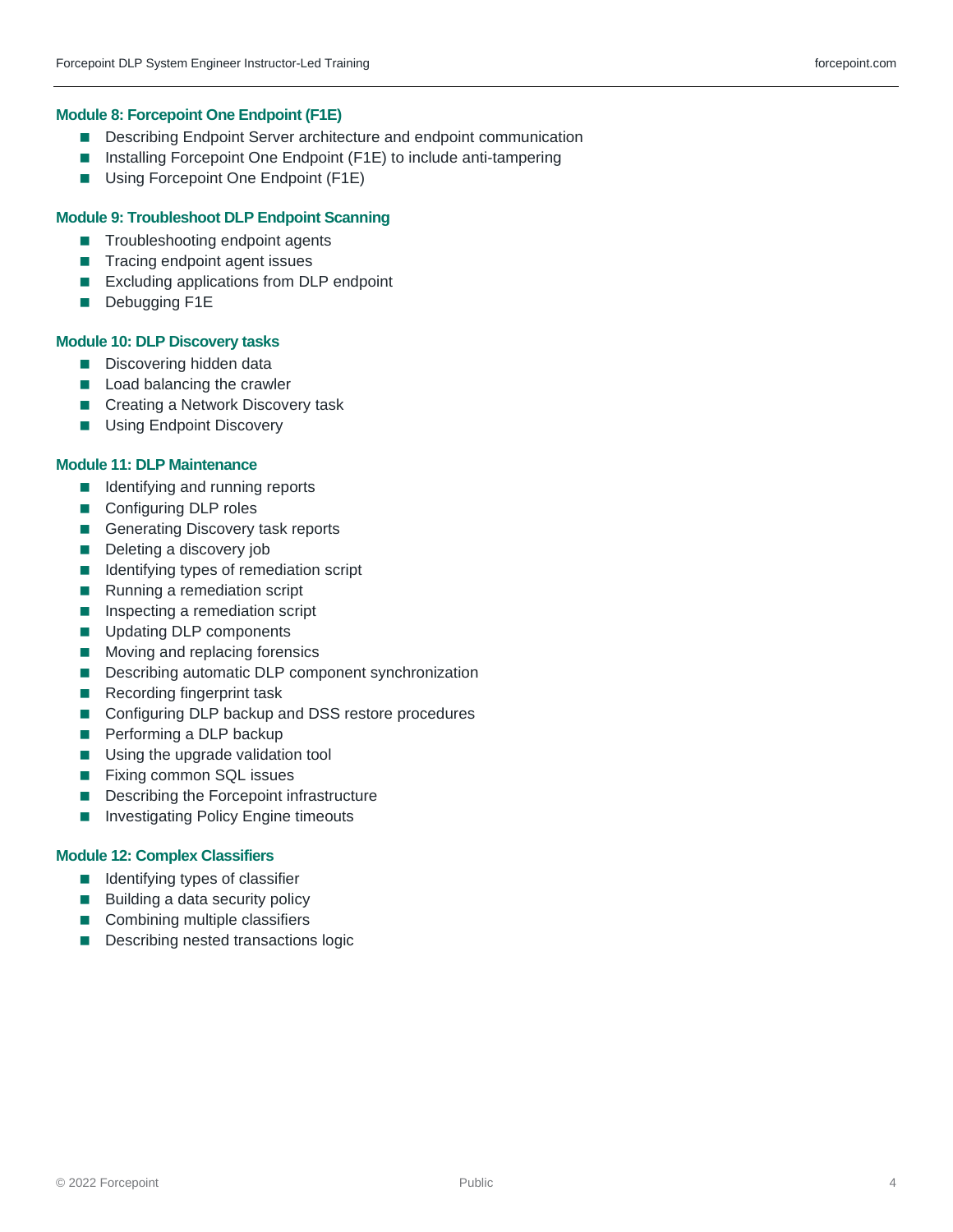### Module 8: Forcepoint One Endpoint (F1E)

- Describing Endpoint Server architecture and endpoint communication
- Installing Forcepoint One Endpoint (F1E) to include anti-tampering
- Using Forcepoint One Endpoint (F1E)

### Module 9: Troubleshoot DLP Endpoint Scanning

- Troubleshooting endpoint agents
- Tracing endpoint agent issues
- Excluding applications from DLP endpoint
- Debugging F1E

### Module 10: DLP Discovery tasks

- Discovering hidden data
- Load balancing the crawler
- Creating a Network Discovery task
- Using Endpoint Discovery

### Module 11: DLP Maintenance

- Identifying and running reports
- Configuring DLP roles
- Generating Discovery task reports
- Deleting a discovery job
- Identifying types of remediation script
- Running a remediation script
- Inspecting a remediation script
- Updating DLP components
- Moving and replacing forensics
- Describing automatic DLP component synchronization
- Recording fingerprint task
- Configuring DLP backup and DSS restore procedures
- Performing a DLP backup
- Using the upgrade validation tool
- Fixing common SQL issues
- Describing the Forcepoint infrastructure
- Investigating Policy Engine timeouts

### Module 12: Complex Classifiers

- Identifying types of classifier
- Building a data security policy
- Combining multiple classifiers
- Describing nested transactions logic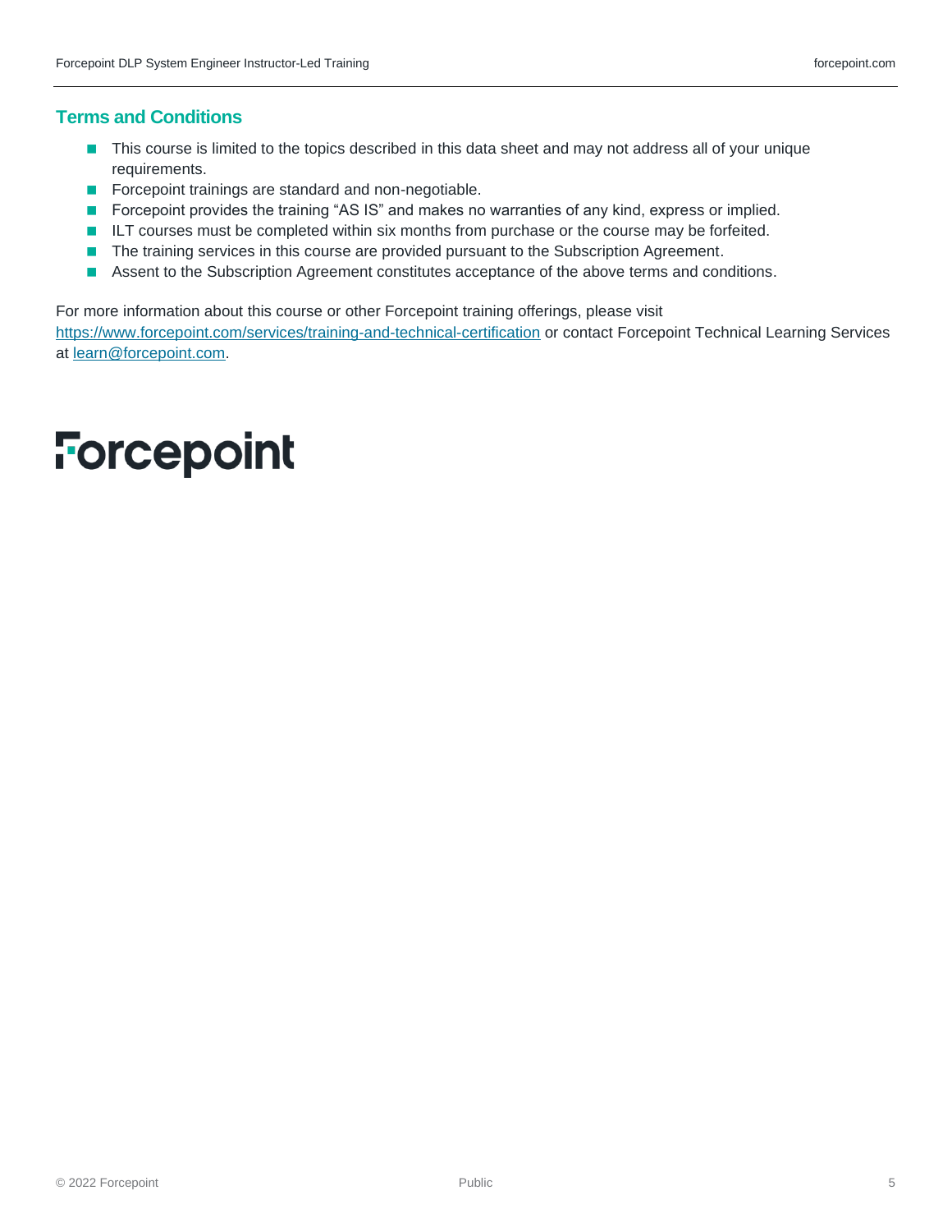## Terms and Conditions

- This course is limited to the topics described in this data sheet and may not address all of your unique requirements.
- Forcepoint trainings are standard and non-negotiable.
- Forcepoint provides the training "AS IS" and makes no warranties of any kind, express or implied.
- ILT courses must be completed within six months from purchase or the course may be forfeited.
- The training services in this course are provided pursuant to the Subscription Agreement.
- Assent to the Subscription Agreement constitutes acceptance of the above terms and conditions.

For more information about this course or other Forcepoint training offerings, please visit https://www.forcepoint.com/services/training-and-technical-certification or contact Forcepoint Technical Learning Services at learn@forcepoint.com.

Forcepoint